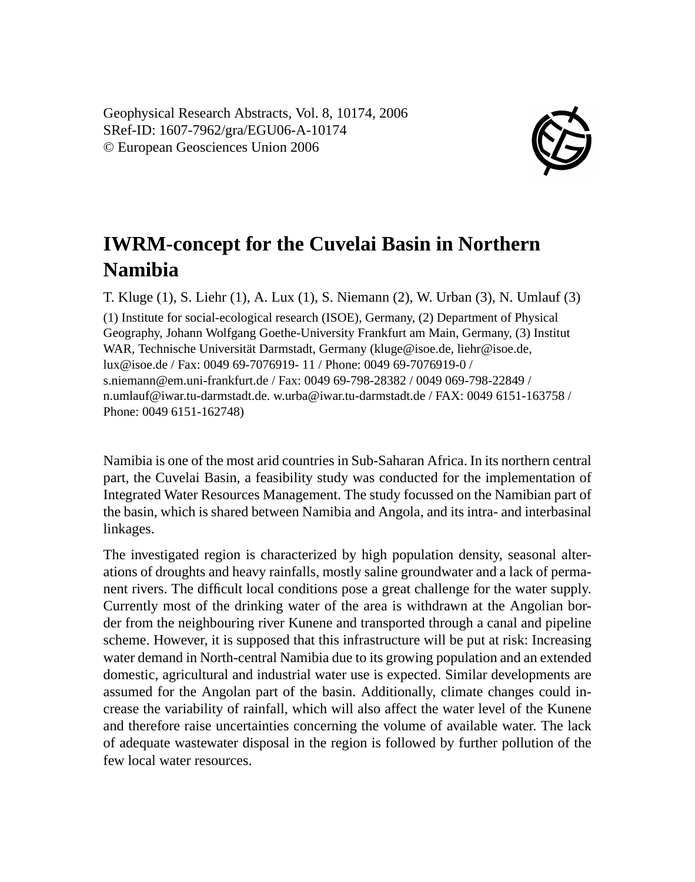Geophysical Research Abstracts, Vol. 8, 10174, 2006
SRef-ID: 1607-7962/gra/EGU06-A-10174
© European Geosciences Union 2006

# IWRM-concept for the Cuvelai Basin in Northern Namibia

T. Kluge (1), S. Liehr (1), A. Lux (1), S. Niemann (2), W. Urban (3), N. Umlauf (3)

(1) Institute for social-ecological research (ISOE), Germany, (2) Department of Physical Geography, Johann Wolfgang Goethe-University Frankfurt am Main, Germany, (3) Institut WAR, Technische Universität Darmstadt, Germany (kluge@isoe.de, liehr@isoe.de, lux@isoe.de / Fax: 0049 69-7076919- 11 / Phone: 0049 69-7076919-0 / s.niemann@em.uni-frankfurt.de / Fax: 0049 69-798-28382 / 0049 069-798-22849 / n.umlauf@iwar.tu-darmstadt.de. w.urba@iwar.tu-darmstadt.de / FAX: 0049 6151-163758 / Phone: 0049 6151-162748)

Namibia is one of the most arid countries in Sub-Saharan Africa. In its northern central part, the Cuvelai Basin, a feasibility study was conducted for the implementation of Integrated Water Resources Management. The study focussed on the Namibian part of the basin, which is shared between Namibia and Angola, and its intra- and interbasinal linkages.

The investigated region is characterized by high population density, seasonal alterations of droughts and heavy rainfalls, mostly saline groundwater and a lack of permanent rivers. The difficult local conditions pose a great challenge for the water supply. Currently most of the drinking water of the area is withdrawn at the Angolian border from the neighbouring river Kunene and transported through a canal and pipeline scheme. However, it is supposed that this infrastructure will be put at risk: Increasing water demand in North-central Namibia due to its growing population and an extended domestic, agricultural and industrial water use is expected. Similar developments are assumed for the Angolan part of the basin. Additionally, climate changes could increase the variability of rainfall, which will also affect the water level of the Kunene and therefore raise uncertainties concerning the volume of available water. The lack of adequate wastewater disposal in the region is followed by further pollution of the few local water resources.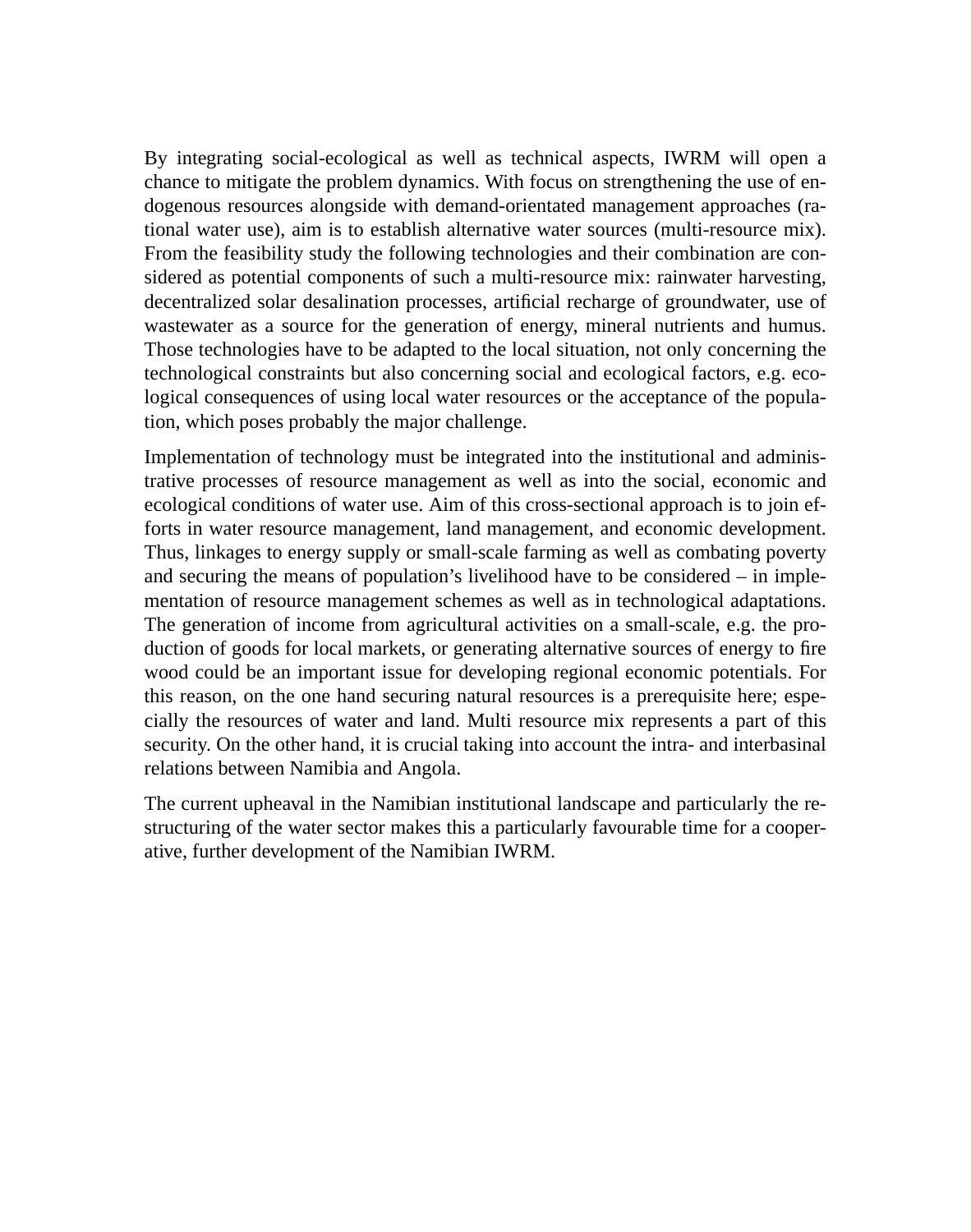By integrating social-ecological as well as technical aspects, IWRM will open a chance to mitigate the problem dynamics. With focus on strengthening the use of endogenous resources alongside with demand-orientated management approaches (rational water use), aim is to establish alternative water sources (multi-resource mix). From the feasibility study the following technologies and their combination are considered as potential components of such a multi-resource mix: rainwater harvesting, decentralized solar desalination processes, artificial recharge of groundwater, use of wastewater as a source for the generation of energy, mineral nutrients and humus. Those technologies have to be adapted to the local situation, not only concerning the technological constraints but also concerning social and ecological factors, e.g. ecological consequences of using local water resources or the acceptance of the population, which poses probably the major challenge.

Implementation of technology must be integrated into the institutional and administrative processes of resource management as well as into the social, economic and ecological conditions of water use. Aim of this cross-sectional approach is to join efforts in water resource management, land management, and economic development. Thus, linkages to energy supply or small-scale farming as well as combating poverty and securing the means of population's livelihood have to be considered – in implementation of resource management schemes as well as in technological adaptations. The generation of income from agricultural activities on a small-scale, e.g. the production of goods for local markets, or generating alternative sources of energy to fire wood could be an important issue for developing regional economic potentials. For this reason, on the one hand securing natural resources is a prerequisite here; especially the resources of water and land. Multi resource mix represents a part of this security. On the other hand, it is crucial taking into account the intra- and interbasinal relations between Namibia and Angola.

The current upheaval in the Namibian institutional landscape and particularly the restructuring of the water sector makes this a particularly favourable time for a cooperative, further development of the Namibian IWRM.